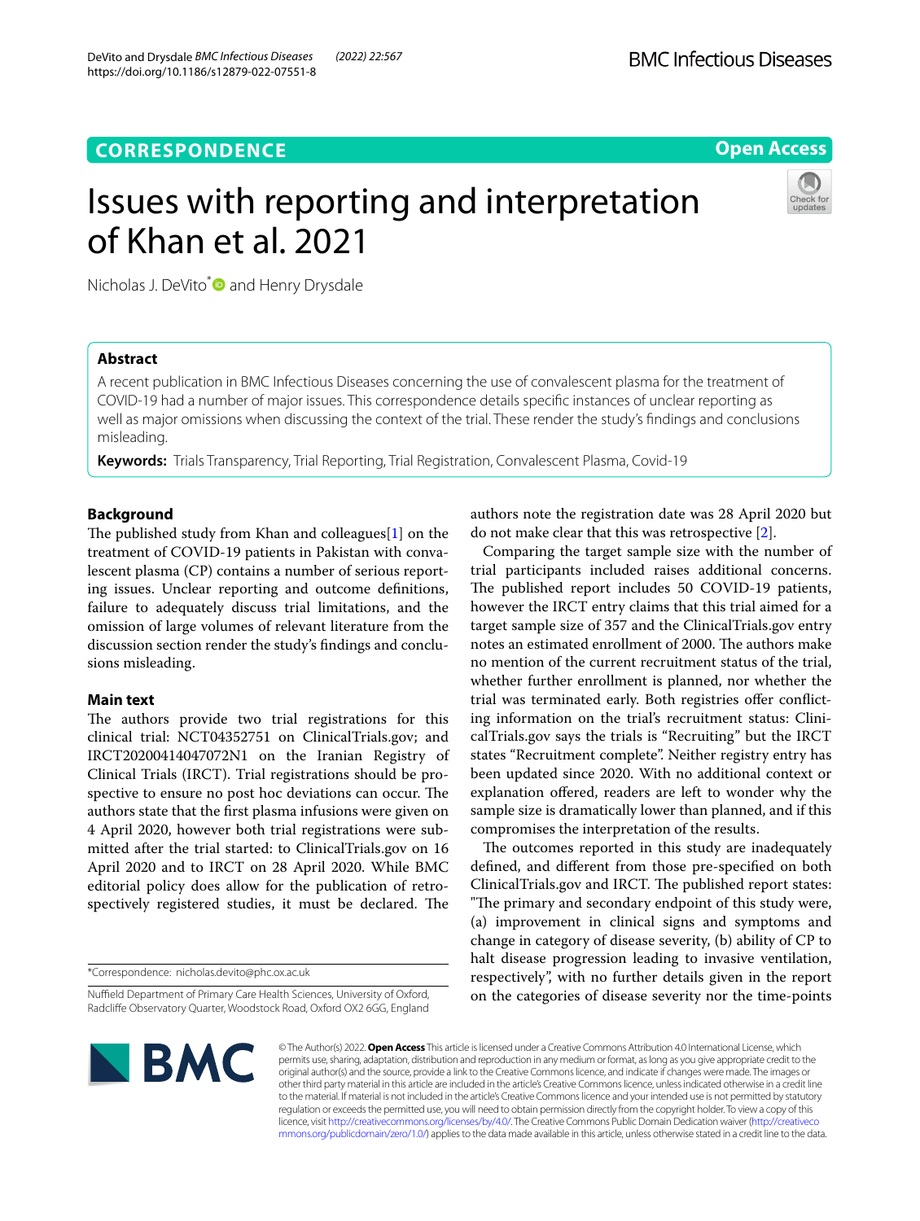CORRESPONDENCE

Open Access

# Issues with reporting and interpretation of Khan et al. 2021

Nicholas J. DeVito* and Henry Drysdale

## Abstract

A recent publication in BMC Infectious Diseases concerning the use of convalescent plasma for the treatment of COVID-19 had a number of major issues. This correspondence details specific instances of unclear reporting as well as major omissions when discussing the context of the trial. These render the study's findings and conclusions misleading.

**Keywords:** Trials Transparency, Trial Reporting, Trial Registration, Convalescent Plasma, Covid-19

## Background

The published study from Khan and colleagues[1] on the treatment of COVID-19 patients in Pakistan with convalescent plasma (CP) contains a number of serious reporting issues. Unclear reporting and outcome definitions, failure to adequately discuss trial limitations, and the omission of large volumes of relevant literature from the discussion section render the study's findings and conclusions misleading.

## Main text

The authors provide two trial registrations for this clinical trial: NCT04352751 on ClinicalTrials.gov; and IRCT20200414047072N1 on the Iranian Registry of Clinical Trials (IRCT). Trial registrations should be prospective to ensure no post hoc deviations can occur. The authors state that the first plasma infusions were given on 4 April 2020, however both trial registrations were submitted after the trial started: to ClinicalTrials.gov on 16 April 2020 and to IRCT on 28 April 2020. While BMC editorial policy does allow for the publication of retrospectively registered studies, it must be declared. The authors note the registration date was 28 April 2020 but do not make clear that this was retrospective [2].

Comparing the target sample size with the number of trial participants included raises additional concerns. The published report includes 50 COVID-19 patients, however the IRCT entry claims that this trial aimed for a target sample size of 357 and the ClinicalTrials.gov entry notes an estimated enrollment of 2000. The authors make no mention of the current recruitment status of the trial, whether further enrollment is planned, nor whether the trial was terminated early. Both registries offer conflicting information on the trial's recruitment status: ClinicalTrials.gov says the trials is "Recruiting" but the IRCT states "Recruitment complete". Neither registry entry has been updated since 2020. With no additional context or explanation offered, readers are left to wonder why the sample size is dramatically lower than planned, and if this compromises the interpretation of the results.

The outcomes reported in this study are inadequately defined, and different from those pre-specified on both ClinicalTrials.gov and IRCT. The published report states: "The primary and secondary endpoint of this study were, (a) improvement in clinical signs and symptoms and change in category of disease severity, (b) ability of CP to halt disease progression leading to invasive ventilation, respectively", with no further details given in the report on the categories of disease severity nor the time-points

*Correspondence: nicholas.devito@phc.ox.ac.uk

Nuffield Department of Primary Care Health Sciences, University of Oxford, Radcliffe Observatory Quarter, Woodstock Road, Oxford OX2 6GG, England

© The Author(s) 2022. **Open Access** This article is licensed under a Creative Commons Attribution 4.0 International License, which permits use, sharing, adaptation, distribution and reproduction in any medium or format, as long as you give appropriate credit to the original author(s) and the source, provide a link to the Creative Commons licence, and indicate if changes were made. The images or other third party material in this article are included in the article's Creative Commons licence, unless indicated otherwise in a credit line to the material. If material is not included in the article's Creative Commons licence and your intended use is not permitted by statutory regulation or exceeds the permitted use, you will need to obtain permission directly from the copyright holder. To view a copy of this licence, visit http://creativecommons.org/licenses/by/4.0/. The Creative Commons Public Domain Dedication waiver (http://creativecommons.org/publicdomain/zero/1.0/) applies to the data made available in this article, unless otherwise stated in a credit line to the data.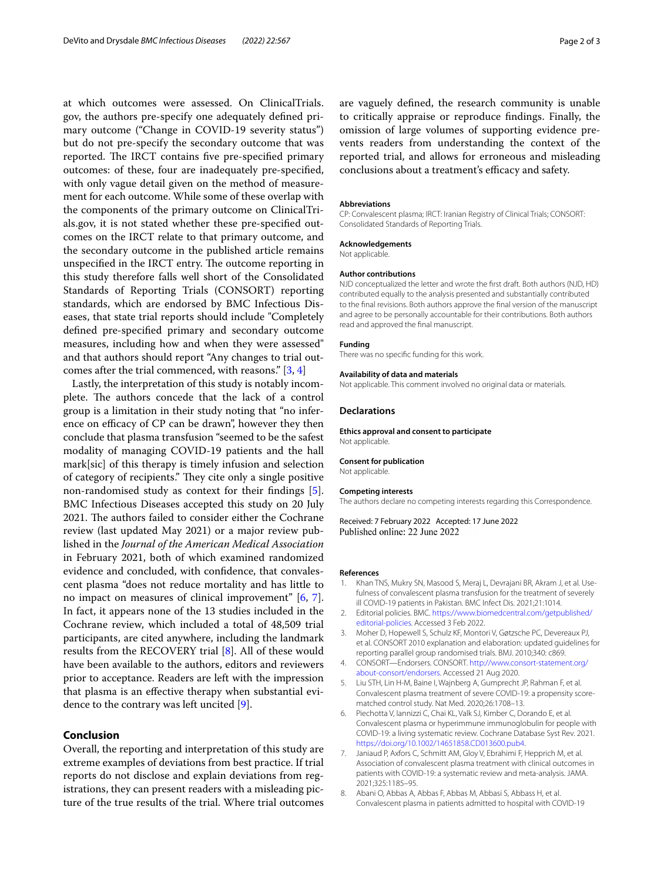at which outcomes were assessed. On ClinicalTrials.gov, the authors pre-specify one adequately defined primary outcome ("Change in COVID-19 severity status") but do not pre-specify the secondary outcome that was reported. The IRCT contains five pre-specified primary outcomes: of these, four are inadequately pre-specified, with only vague detail given on the method of measurement for each outcome. While some of these overlap with the components of the primary outcome on ClinicalTrials.gov, it is not stated whether these pre-specified outcomes on the IRCT relate to that primary outcome, and the secondary outcome in the published article remains unspecified in the IRCT entry. The outcome reporting in this study therefore falls well short of the Consolidated Standards of Reporting Trials (CONSORT) reporting standards, which are endorsed by BMC Infectious Diseases, that state trial reports should include "Completely defined pre-specified primary and secondary outcome measures, including how and when they were assessed" and that authors should report "Any changes to trial outcomes after the trial commenced, with reasons." [3, 4]

Lastly, the interpretation of this study is notably incomplete. The authors concede that the lack of a control group is a limitation in their study noting that "no inference on efficacy of CP can be drawn", however they then conclude that plasma transfusion "seemed to be the safest modality of managing COVID-19 patients and the hall mark[sic] of this therapy is timely infusion and selection of category of recipients." They cite only a single positive non-randomised study as context for their findings [5]. BMC Infectious Diseases accepted this study on 20 July 2021. The authors failed to consider either the Cochrane review (last updated May 2021) or a major review published in the *Journal of the American Medical Association* in February 2021, both of which examined randomized evidence and concluded, with confidence, that convalescent plasma "does not reduce mortality and has little to no impact on measures of clinical improvement" [6, 7]. In fact, it appears none of the 13 studies included in the Cochrane review, which included a total of 48,509 trial participants, are cited anywhere, including the landmark results from the RECOVERY trial [8]. All of these would have been available to the authors, editors and reviewers prior to acceptance. Readers are left with the impression that plasma is an effective therapy when substantial evidence to the contrary was left uncited [9].

## Conclusion

Overall, the reporting and interpretation of this study are extreme examples of deviations from best practice. If trial reports do not disclose and explain deviations from registrations, they can present readers with a misleading picture of the true results of the trial. Where trial outcomes are vaguely defined, the research community is unable to critically appraise or reproduce findings. Finally, the omission of large volumes of supporting evidence prevents readers from understanding the context of the reported trial, and allows for erroneous and misleading conclusions about a treatment's efficacy and safety.

#### Abbreviations

CP: Convalescent plasma; IRCT: Iranian Registry of Clinical Trials; CONSORT: Consolidated Standards of Reporting Trials.

#### Acknowledgements

Not applicable.

#### Author contributions

NJD conceptualized the letter and wrote the first draft. Both authors (NJD, HD) contributed equally to the analysis presented and substantially contributed to the final revisions. Both authors approve the final version of the manuscript and agree to be personally accountable for their contributions. Both authors read and approved the final manuscript.

#### Funding

There was no specific funding for this work.

#### Availability of data and materials

Not applicable. This comment involved no original data or materials.

## Declarations

#### Ethics approval and consent to participate

Not applicable.

#### Consent for publication

Not applicable.

#### Competing interests

The authors declare no competing interests regarding this Correspondence.

Received: 7 February 2022 Accepted: 17 June 2022
Published online: 22 June 2022

#### References

1. Khan TNS, Mukry SN, Masood S, Meraj L, Devrajani BR, Akram J, et al. Usefulness of convalescent plasma transfusion for the treatment of severely ill COVID-19 patients in Pakistan. BMC Infect Dis. 2021;21:1014.
2. Editorial policies. BMC. https://www.biomedcentral.com/getpublished/editorial-policies. Accessed 3 Feb 2022.
3. Moher D, Hopewell S, Schulz KF, Montori V, Gøtzsche PC, Devereaux PJ, et al. CONSORT 2010 explanation and elaboration: updated guidelines for reporting parallel group randomised trials. BMJ. 2010;340: c869.
4. CONSORT—Endorsers. CONSORT. http://www.consort-statement.org/about-consort/endorsers. Accessed 21 Aug 2020.
5. Liu STH, Lin H-M, Baine I, Wajnberg A, Gumprecht JP, Rahman F, et al. Convalescent plasma treatment of severe COVID-19: a propensity score-matched control study. Nat Med. 2020;26:1708–13.
6. Piechotta V, Iannizzi C, Chai KL, Valk SJ, Kimber C, Dorando E, et al. Convalescent plasma or hyperimmune immunoglobulin for people with COVID-19: a living systematic review. Cochrane Database Syst Rev. 2021. https://doi.org/10.1002/14651858.CD013600.pub4.
7. Janiaud P, Axfors C, Schmitt AM, Gloy V, Ebrahimi F, Hepprich M, et al. Association of convalescent plasma treatment with clinical outcomes in patients with COVID-19: a systematic review and meta-analysis. JAMA. 2021;325:1185–95.
8. Abani O, Abbas A, Abbas F, Abbas M, Abbasi S, Abbass H, et al. Convalescent plasma in patients admitted to hospital with COVID-19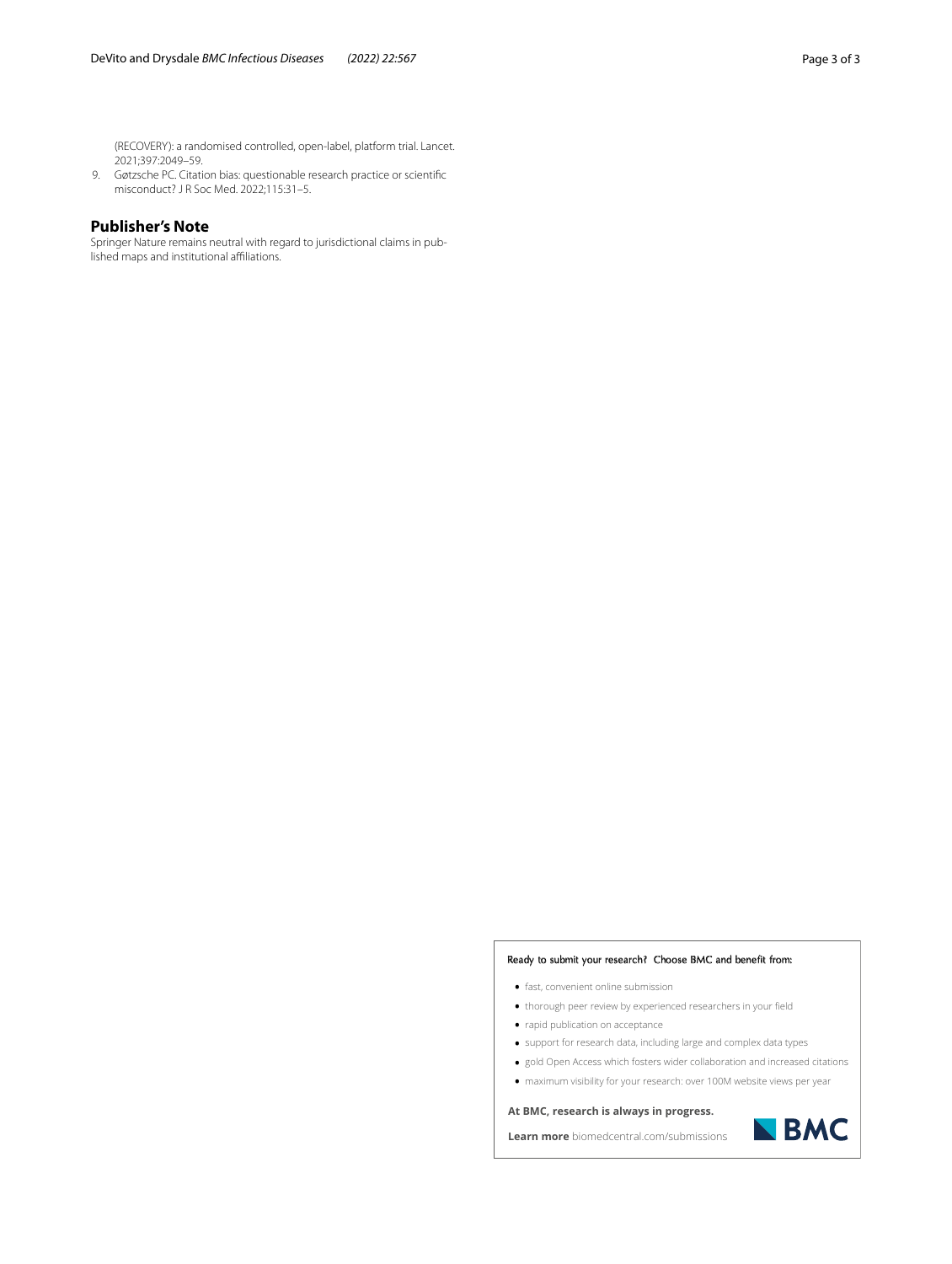(RECOVERY): a randomised controlled, open-label, platform trial. Lancet. 2021;397:2049–59.

9. Gøtzsche PC. Citation bias: questionable research practice or scientific misconduct? J R Soc Med. 2022;115:31–5.

## Publisher's Note

Springer Nature remains neutral with regard to jurisdictional claims in published maps and institutional affiliations.

Ready to submit your research? Choose BMC and benefit from:

- fast, convenient online submission
- thorough peer review by experienced researchers in your field
- rapid publication on acceptance
- support for research data, including large and complex data types
- gold Open Access which fosters wider collaboration and increased citations
- maximum visibility for your research: over 100M website views per year

**At BMC, research is always in progress.**

**Learn more** biomedcentral.com/submissions

BMC